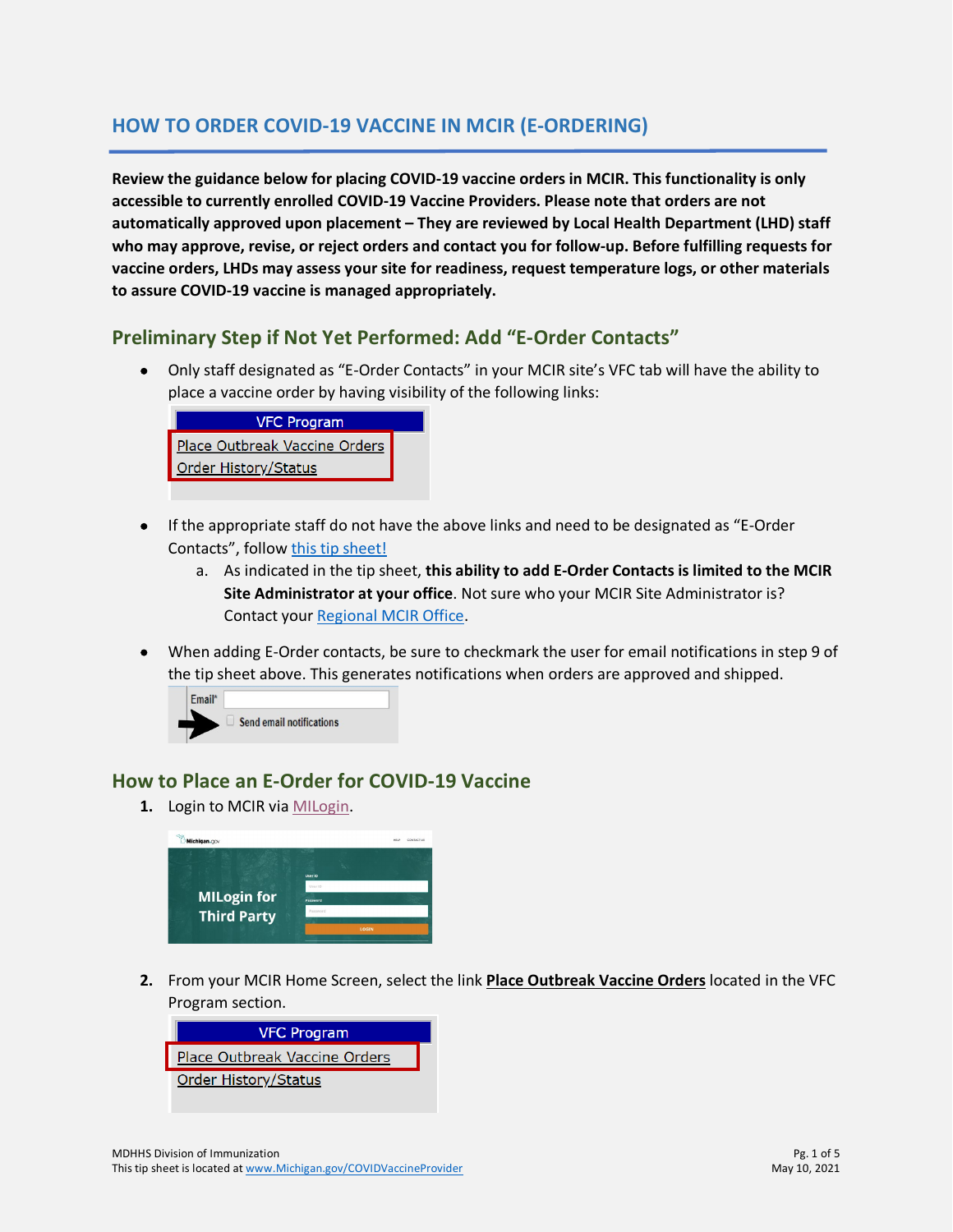# HOW TO ORDER COVID-19 VACCINE IN MCIR (E-ORDERING)

**Review the guidance below for placing COVID-19 vaccine orders in MCIR. This functionality is only accessible to currently enrolled COVID-19 Vaccine Providers. Please note that orders are not automatically approved upon placement – They are reviewed by Local Health Department (LHD) staff who may approve, revise, or reject orders and contact you for follow-up. Before fulfilling requests for vaccine orders, LHDs may assess your site for readiness, request temperature logs, or other materials to assure COVID-19 vaccine is managed appropriately.**

## Preliminary Step if Not Yet Performed: Add "E-Order Contacts"

- Only staff designated as "E-Order Contacts" in your MCIR site's VFC tab will have the ability to place a vaccine order by having visibility of the following links:

  VFC Program
  Place Outbreak Vaccine Orders
  Order History/Status

- If the appropriate staff do not have the above links and need to be designated as "E-Order Contacts", follow this tip sheet!
  a. As indicated in the tip sheet, **this ability to add E-Order Contacts is limited to the MCIR Site Administrator at your office**. Not sure who your MCIR Site Administrator is? Contact your Regional MCIR Office.

- When adding E-Order contacts, be sure to checkmark the user for email notifications in step 9 of the tip sheet above. This generates notifications when orders are approved and shipped.

  Email*
  Send email notifications

## How to Place an E-Order for COVID-19 Vaccine

1. Login to MCIR via MILogin.

   MILogin for Third Party

2. From your MCIR Home Screen, select the link **Place Outbreak Vaccine Orders** located in the VFC Program section.

   VFC Program
   Place Outbreak Vaccine Orders
   Order History/Status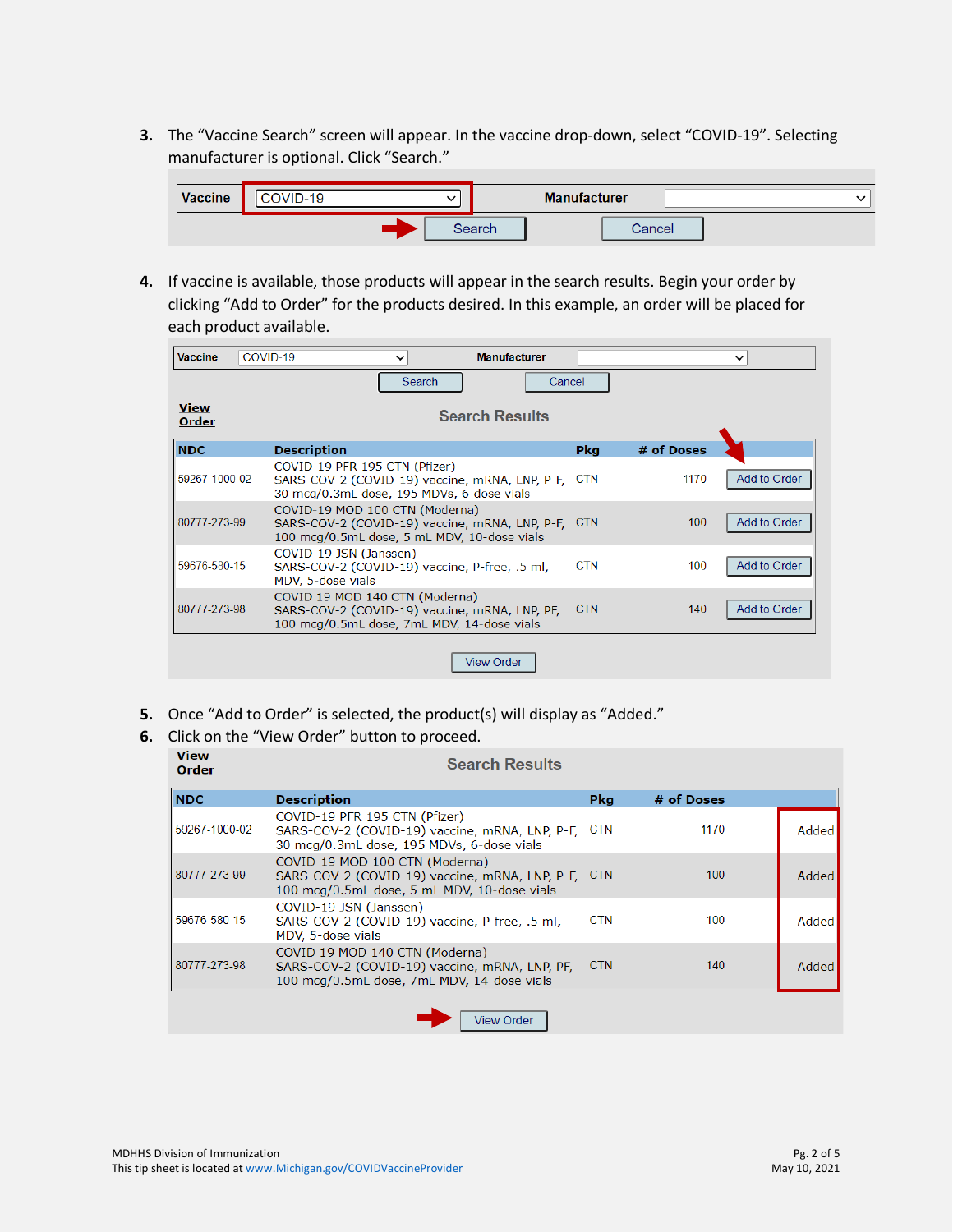3. The "Vaccine Search" screen will appear. In the vaccine drop-down, select "COVID-19". Selecting manufacturer is optional. Click "Search."

| Vaccine | COVID-19 | Manufacturer | |
|---|---|---|---|
| | Search | Cancel | |

4. If vaccine is available, those products will appear in the search results. Begin your order by clicking "Add to Order" for the products desired. In this example, an order will be placed for each product available.

| Vaccine | COVID-19 | Manufacturer | |
|---|---|---|---|
| | Search | Cancel | |

View Order

**Search Results**

| NDC | Description | Pkg | # of Doses | |
|---|---|---|---|---|
| 59267-1000-02 | COVID-19 PFR 195 CTN (Pfizer) SARS-COV-2 (COVID-19) vaccine, mRNA, LNP, P-F, 30 mcg/0.3mL dose, 195 MDVs, 6-dose vials | CTN | 1170 | Add to Order |
| 80777-273-99 | COVID-19 MOD 100 CTN (Moderna) SARS-COV-2 (COVID-19) vaccine, mRNA, LNP, P-F, 100 mcg/0.5mL dose, 5 mL MDV, 10-dose vials | CTN | 100 | Add to Order |
| 59676-580-15 | COVID-19 JSN (Janssen) SARS-COV-2 (COVID-19) vaccine, P-free, .5 ml, MDV, 5-dose vials | CTN | 100 | Add to Order |
| 80777-273-98 | COVID 19 MOD 140 CTN (Moderna) SARS-COV-2 (COVID-19) vaccine, mRNA, LNP, PF, 100 mcg/0.5mL dose, 7mL MDV, 14-dose vials | CTN | 140 | Add to Order |

View Order

5. Once "Add to Order" is selected, the product(s) will display as "Added."
6. Click on the "View Order" button to proceed.

View Order

**Search Results**

| NDC | Description | Pkg | # of Doses | |
|---|---|---|---|---|
| 59267-1000-02 | COVID-19 PFR 195 CTN (Pfizer) SARS-COV-2 (COVID-19) vaccine, mRNA, LNP, P-F, 30 mcg/0.3mL dose, 195 MDVs, 6-dose vials | CTN | 1170 | Added |
| 80777-273-99 | COVID-19 MOD 100 CTN (Moderna) SARS-COV-2 (COVID-19) vaccine, mRNA, LNP, P-F, 100 mcg/0.5mL dose, 5 mL MDV, 10-dose vials | CTN | 100 | Added |
| 59676-580-15 | COVID-19 JSN (Janssen) SARS-COV-2 (COVID-19) vaccine, P-free, .5 ml, MDV, 5-dose vials | CTN | 100 | Added |
| 80777-273-98 | COVID 19 MOD 140 CTN (Moderna) SARS-COV-2 (COVID-19) vaccine, mRNA, LNP, PF, 100 mcg/0.5mL dose, 7mL MDV, 14-dose vials | CTN | 140 | Added |

View Order

MDHHS Division of Immunization
This tip sheet is located at www.Michigan.gov/COVIDVaccineProvider

May 10, 2021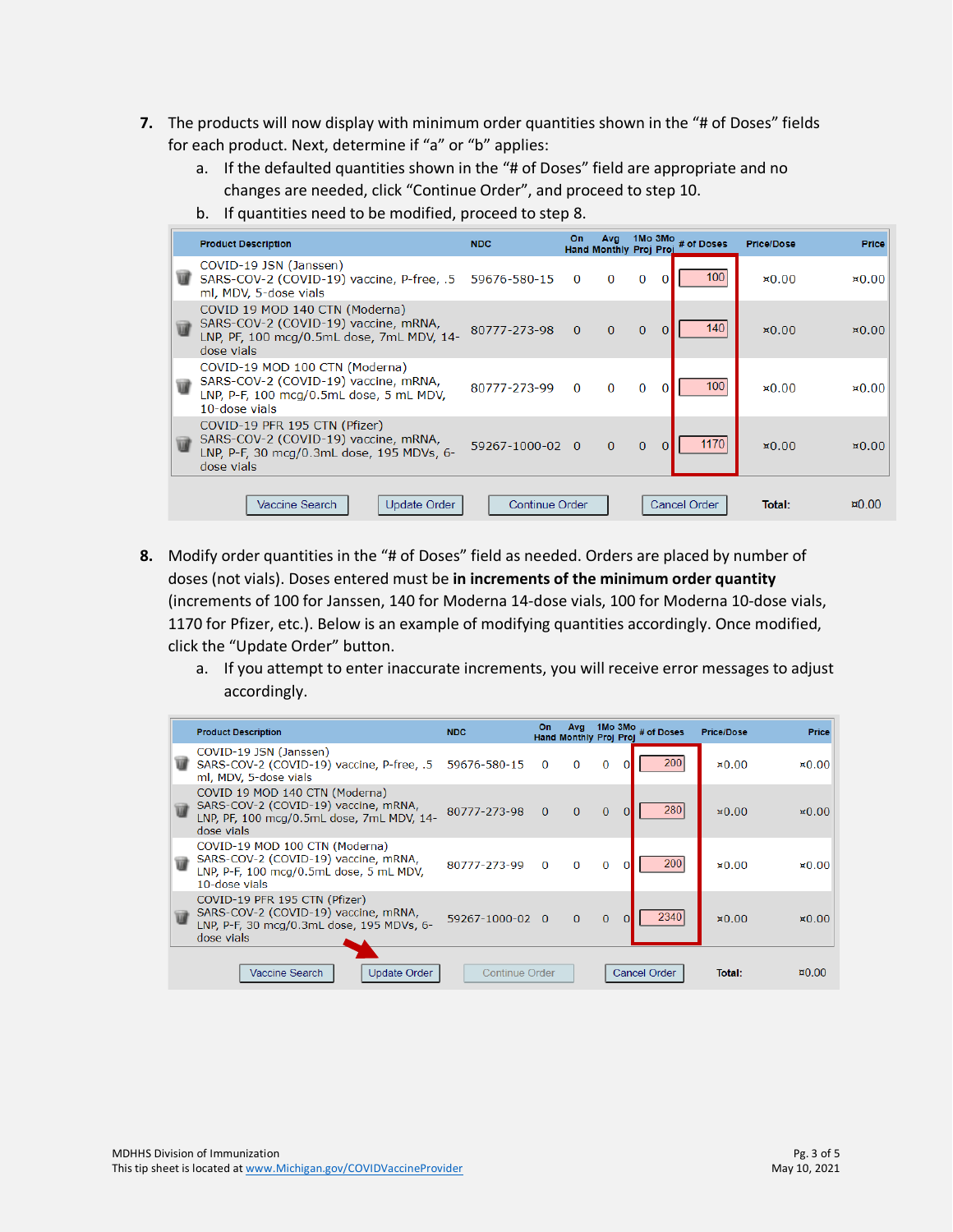7. The products will now display with minimum order quantities shown in the "# of Doses" fields for each product. Next, determine if "a" or "b" applies:
   a. If the defaulted quantities shown in the "# of Doses" field are appropriate and no changes are needed, click "Continue Order", and proceed to step 10.
   b. If quantities need to be modified, proceed to step 8.

| Product Description | NDC | On Hand | Avg Monthly | 1Mo Proj | 3Mo Proj | # of Doses | Price/Dose | Price |
|---|---|---|---|---|---|---|---|---|
| COVID-19 JSN (Janssen) SARS-COV-2 (COVID-19) vaccine, P-free, .5 ml, MDV, 5-dose vials | 59676-580-15 | 0 | 0 | 0 | 0 | 100 | ¤0.00 | ¤0.00 |
| COVID 19 MOD 140 CTN (Moderna) SARS-COV-2 (COVID-19) vaccine, mRNA, LNP, PF, 100 mcg/0.5mL dose, 7mL MDV, 14-dose vials | 80777-273-98 | 0 | 0 | 0 | 0 | 140 | ¤0.00 | ¤0.00 |
| COVID-19 MOD 100 CTN (Moderna) SARS-COV-2 (COVID-19) vaccine, mRNA, LNP, P-F, 100 mcg/0.5mL dose, 5 mL MDV, 10-dose vials | 80777-273-99 | 0 | 0 | 0 | 0 | 100 | ¤0.00 | ¤0.00 |
| COVID-19 PFR 195 CTN (Pfizer) SARS-COV-2 (COVID-19) vaccine, mRNA, LNP, P-F, 30 mcg/0.3mL dose, 195 MDVs, 6-dose vials | 59267-1000-02 | 0 | 0 | 0 | 0 | 1170 | ¤0.00 | ¤0.00 |

Vaccine Search | Update Order | Continue Order | Cancel Order | **Total:** ¤0.00

8. Modify order quantities in the "# of Doses" field as needed. Orders are placed by number of doses (not vials). Doses entered must be **in increments of the minimum order quantity** (increments of 100 for Janssen, 140 for Moderna 14-dose vials, 100 for Moderna 10-dose vials, 1170 for Pfizer, etc.). Below is an example of modifying quantities accordingly. Once modified, click the "Update Order" button.
   a. If you attempt to enter inaccurate increments, you will receive error messages to adjust accordingly.

| Product Description | NDC | On Hand | Avg Monthly | 1Mo Proj | 3Mo Proj | # of Doses | Price/Dose | Price |
|---|---|---|---|---|---|---|---|---|
| COVID-19 JSN (Janssen) SARS-COV-2 (COVID-19) vaccine, P-free, .5 ml, MDV, 5-dose vials | 59676-580-15 | 0 | 0 | 0 | 0 | 200 | ¤0.00 | ¤0.00 |
| COVID 19 MOD 140 CTN (Moderna) SARS-COV-2 (COVID-19) vaccine, mRNA, LNP, PF, 100 mcg/0.5mL dose, 7mL MDV, 14-dose vials | 80777-273-98 | 0 | 0 | 0 | 0 | 280 | ¤0.00 | ¤0.00 |
| COVID-19 MOD 100 CTN (Moderna) SARS-COV-2 (COVID-19) vaccine, mRNA, LNP, P-F, 100 mcg/0.5mL dose, 5 mL MDV, 10-dose vials | 80777-273-99 | 0 | 0 | 0 | 0 | 200 | ¤0.00 | ¤0.00 |
| COVID-19 PFR 195 CTN (Pfizer) SARS-COV-2 (COVID-19) vaccine, mRNA, LNP, P-F, 30 mcg/0.3mL dose, 195 MDVs, 6-dose vials | 59267-1000-02 | 0 | 0 | 0 | 0 | 2340 | ¤0.00 | ¤0.00 |

Vaccine Search | Update Order | Continue Order | Cancel Order | **Total:** ¤0.00

MDHHS Division of Immunization
This tip sheet is located at www.Michigan.gov/COVIDVaccineProvider
May 10, 2021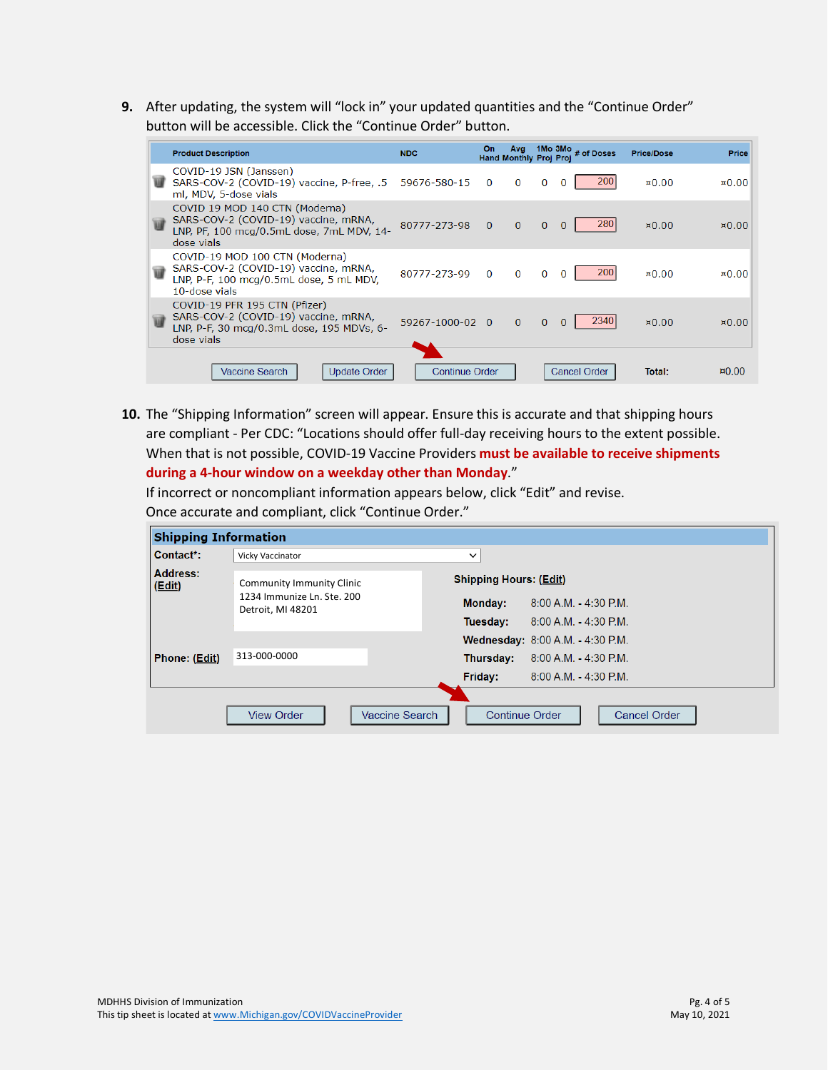9. After updating, the system will "lock in" your updated quantities and the "Continue Order" button will be accessible. Click the "Continue Order" button.

| Product Description | NDC | On Hand | Avg Monthly | 1Mo Proj | 3Mo Proj | # of Doses | Price/Dose | Price |
|---|---|---|---|---|---|---|---|---|
| COVID-19 JSN (Janssen) SARS-COV-2 (COVID-19) vaccine, P-free, .5 ml, MDV, 5-dose vials | 59676-580-15 | 0 | 0 | 0 | 0 | 200 | ¤0.00 | ¤0.00 |
| COVID 19 MOD 140 CTN (Moderna) SARS-COV-2 (COVID-19) vaccine, mRNA, LNP, PF, 100 mcg/0.5mL dose, 7mL MDV, 14-dose vials | 80777-273-98 | 0 | 0 | 0 | 0 | 280 | ¤0.00 | ¤0.00 |
| COVID-19 MOD 100 CTN (Moderna) SARS-COV-2 (COVID-19) vaccine, mRNA, LNP, P-F, 100 mcg/0.5mL dose, 5 mL MDV, 10-dose vials | 80777-273-99 | 0 | 0 | 0 | 0 | 200 | ¤0.00 | ¤0.00 |
| COVID-19 PFR 195 CTN (Pfizer) SARS-COV-2 (COVID-19) vaccine, mRNA, LNP, P-F, 30 mcg/0.3mL dose, 195 MDVs, 6-dose vials | 59267-1000-02 | 0 | 0 | 0 | 0 | 2340 | ¤0.00 | ¤0.00 |

Vaccine Search | Update Order | Continue Order | Cancel Order | **Total:** ¤0.00

10. The "Shipping Information" screen will appear. Ensure this is accurate and that shipping hours are compliant - Per CDC: "Locations should offer full-day receiving hours to the extent possible. When that is not possible, COVID-19 Vaccine Providers **must be available to receive shipments during a 4-hour window on a weekday other than Monday.**"
    If incorrect or noncompliant information appears below, click "Edit" and revise.
    Once accurate and compliant, click "Continue Order."

**Shipping Information**

**Contact*:** Vicky Vaccinator

**Address: (Edit)**
Community Immunity Clinic
1234 Immunize Ln. Ste. 200
Detroit, MI 48201

**Phone: (Edit)** 313-000-0000

**Shipping Hours: (Edit)**

| Day | Hours |
|---|---|
| **Monday:** | 8:00 A.M. - 4:30 P.M. |
| **Tuesday:** | 8:00 A.M. - 4:30 P.M. |
| **Wednesday:** | 8:00 A.M. - 4:30 P.M. |
| **Thursday:** | 8:00 A.M. - 4:30 P.M. |
| **Friday:** | 8:00 A.M. - 4:30 P.M. |

View Order | Vaccine Search | Continue Order | Cancel Order

MDHHS Division of Immunization
This tip sheet is located at www.Michigan.gov/COVIDVaccineProvider

May 10, 2021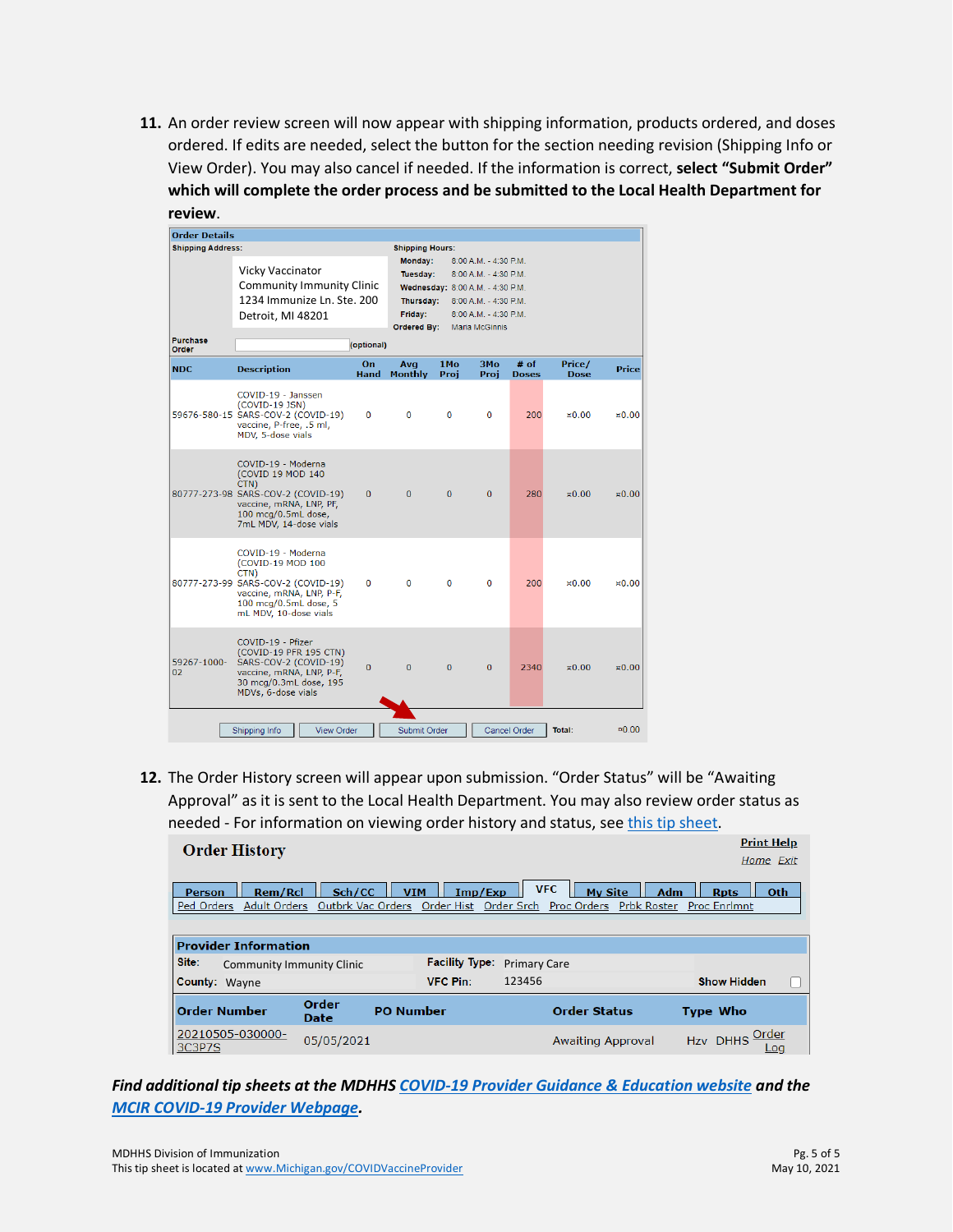11. An order review screen will now appear with shipping information, products ordered, and doses ordered. If edits are needed, select the button for the section needing revision (Shipping Info or View Order). You may also cancel if needed. If the information is correct, **select "Submit Order" which will complete the order process and be submitted to the Local Health Department for review**.

**Order Details**

**Shipping Address:**

Vicky Vaccinator
Community Immunity Clinic
1234 Immunize Ln. Ste. 200
Detroit, MI 48201

**Shipping Hours:**

| | |
|---|---|
| **Monday:** | 8:00 A.M. - 4:30 P.M. |
| **Tuesday:** | 8:00 A.M. - 4:30 P.M. |
| **Wednesday:** | 8:00 A.M. - 4:30 P.M. |
| **Thursday:** | 8:00 A.M. - 4:30 P.M. |
| **Friday:** | 8:00 A.M. - 4:30 P.M. |
| **Ordered By:** | Maria McGinnis |

**Purchase Order** (optional)

| NDC | Description | On Hand | Avg Monthly | 1Mo Proj | 3Mo Proj | # of Doses | Price/ Dose | Price |
|---|---|---|---|---|---|---|---|---|
| 59676-580-15 | COVID-19 - Janssen (COVID-19 JSN) SARS-COV-2 (COVID-19) vaccine, P-free, .5 ml, MDV, 5-dose vials | 0 | 0 | 0 | 0 | 200 | ¤0.00 | ¤0.00 |
| 80777-273-98 | COVID-19 - Moderna (COVID 19 MOD 140 CTN) SARS-COV-2 (COVID-19) vaccine, mRNA, LNP, PF, 100 mcg/0.5mL dose, 7mL MDV, 14-dose vials | 0 | 0 | 0 | 0 | 280 | ¤0.00 | ¤0.00 |
| 80777-273-99 | COVID-19 - Moderna (COVID-19 MOD 100 CTN) SARS-COV-2 (COVID-19) vaccine, mRNA, LNP, P-F, 100 mcg/0.5mL dose, 5 mL MDV, 10-dose vials | 0 | 0 | 0 | 0 | 200 | ¤0.00 | ¤0.00 |
| 59267-1000-02 | COVID-19 - Pfizer (COVID-19 PFR 195 CTN) SARS-COV-2 (COVID-19) vaccine, mRNA, LNP, P-F, 30 mcg/0.3mL dose, 195 MDVs, 6-dose vials | 0 | 0 | 0 | 0 | 2340 | ¤0.00 | ¤0.00 |

Shipping Info | View Order | Submit Order | Cancel Order | **Total:** ¤0.00

12. The Order History screen will appear upon submission. "Order Status" will be "Awaiting Approval" as it is sent to the Local Health Department. You may also review order status as needed - For information on viewing order history and status, see this tip sheet.

**Order History**

Print Help
Home Exit

Person | Rem/Rcl | Sch/CC | VIM | Imp/Exp | VFC | My Site | Adm | Rpts | Oth

Ped Orders | Adult Orders | Outbrk Vac Orders | Order Hist | Order Srch | Proc Orders | Prbk Roster | Proc Enrlmnt

**Provider Information**

| | | | | |
|---|---|---|---|---|
| **Site:** | Community Immunity Clinic | **Facility Type:** | Primary Care | |
| **County:** | Wayne | **VFC Pin:** | 123456 | **Show Hidden** |

| Order Number | Order Date | PO Number | Order Status | Type | Who | |
|---|---|---|---|---|---|---|
| 20210505-030000-3C3P7S | 05/05/2021 | | Awaiting Approval | Hzv | DHHS | Order Log |

***Find additional tip sheets at the MDHHS COVID-19 Provider Guidance & Education website and the MCIR COVID-19 Provider Webpage.***

MDHHS Division of Immunization
This tip sheet is located at www.Michigan.gov/COVIDVaccineProvider

May 10, 2021